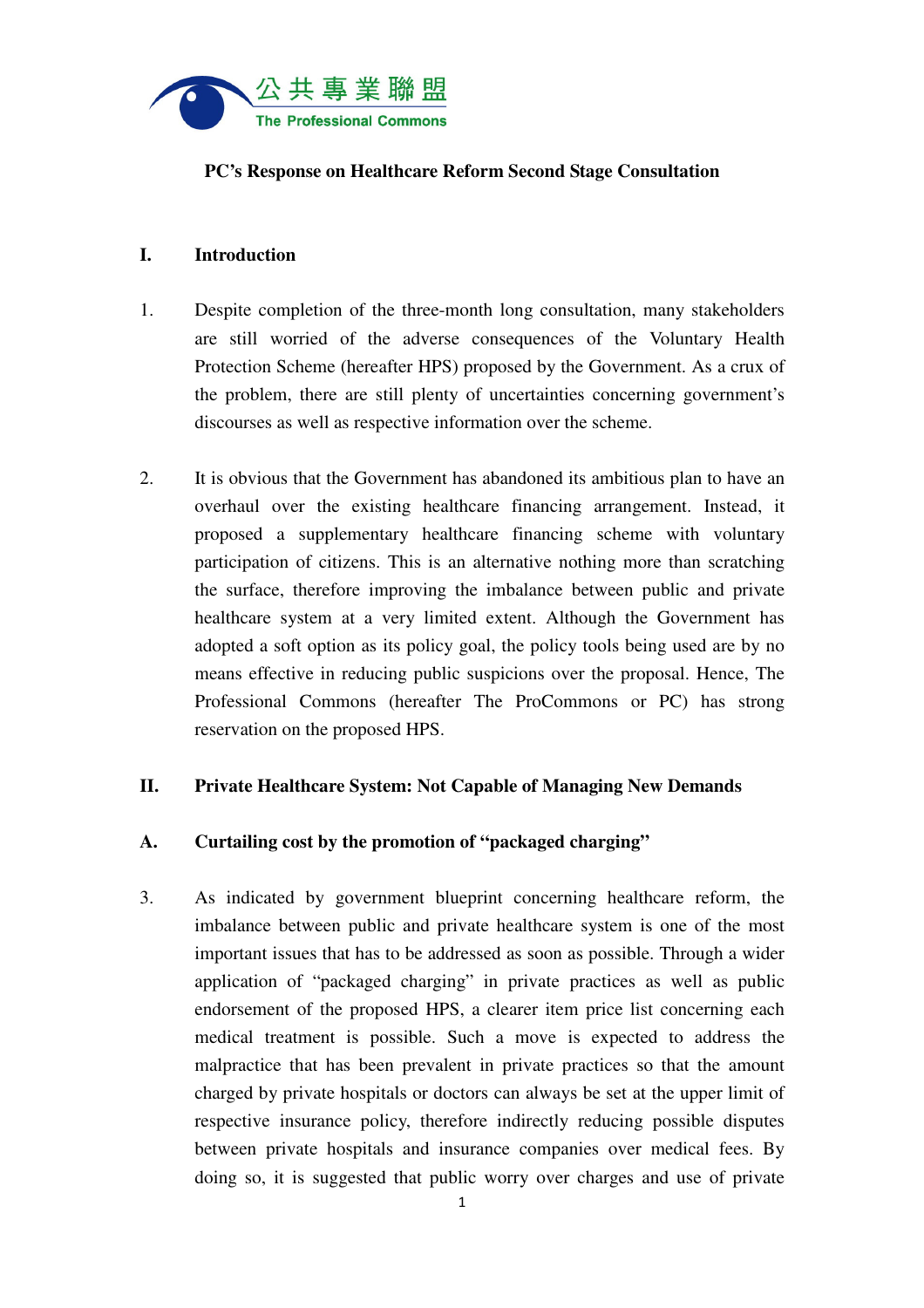公共專業聯盟
The Professional Commons

# PC's Response on Healthcare Reform Second Stage Consultation

## I. Introduction

1. Despite completion of the three-month long consultation, many stakeholders are still worried of the adverse consequences of the Voluntary Health Protection Scheme (hereafter HPS) proposed by the Government. As a crux of the problem, there are still plenty of uncertainties concerning government's discourses as well as respective information over the scheme.

2. It is obvious that the Government has abandoned its ambitious plan to have an overhaul over the existing healthcare financing arrangement. Instead, it proposed a supplementary healthcare financing scheme with voluntary participation of citizens. This is an alternative nothing more than scratching the surface, therefore improving the imbalance between public and private healthcare system at a very limited extent. Although the Government has adopted a soft option as its policy goal, the policy tools being used are by no means effective in reducing public suspicions over the proposal. Hence, The Professional Commons (hereafter The ProCommons or PC) has strong reservation on the proposed HPS.

## II. Private Healthcare System: Not Capable of Managing New Demands

### A. Curtailing cost by the promotion of "packaged charging"

3. As indicated by government blueprint concerning healthcare reform, the imbalance between public and private healthcare system is one of the most important issues that has to be addressed as soon as possible. Through a wider application of "packaged charging" in private practices as well as public endorsement of the proposed HPS, a clearer item price list concerning each medical treatment is possible. Such a move is expected to address the malpractice that has been prevalent in private practices so that the amount charged by private hospitals or doctors can always be set at the upper limit of respective insurance policy, therefore indirectly reducing possible disputes between private hospitals and insurance companies over medical fees. By doing so, it is suggested that public worry over charges and use of private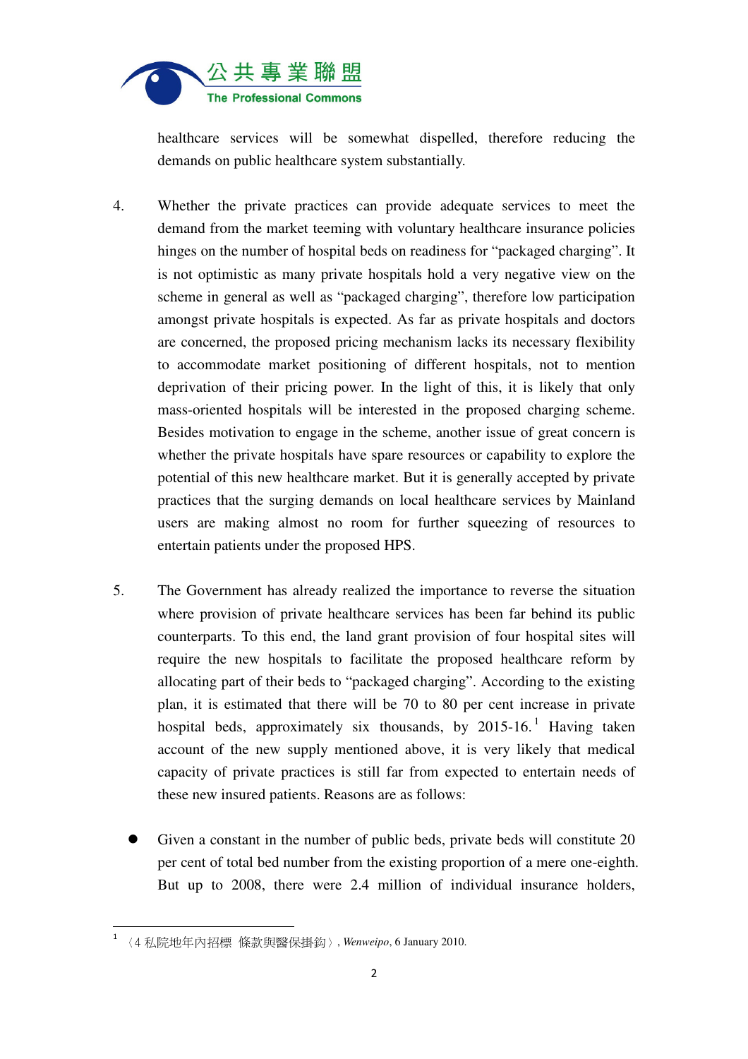healthcare services will be somewhat dispelled, therefore reducing the demands on public healthcare system substantially.

4. Whether the private practices can provide adequate services to meet the demand from the market teeming with voluntary healthcare insurance policies hinges on the number of hospital beds on readiness for “packaged charging”. It is not optimistic as many private hospitals hold a very negative view on the scheme in general as well as “packaged charging”, therefore low participation amongst private hospitals is expected. As far as private hospitals and doctors are concerned, the proposed pricing mechanism lacks its necessary flexibility to accommodate market positioning of different hospitals, not to mention deprivation of their pricing power. In the light of this, it is likely that only mass-oriented hospitals will be interested in the proposed charging scheme. Besides motivation to engage in the scheme, another issue of great concern is whether the private hospitals have spare resources or capability to explore the potential of this new healthcare market. But it is generally accepted by private practices that the surging demands on local healthcare services by Mainland users are making almost no room for further squeezing of resources to entertain patients under the proposed HPS.

5. The Government has already realized the importance to reverse the situation where provision of private healthcare services has been far behind its public counterparts. To this end, the land grant provision of four hospital sites will require the new hospitals to facilitate the proposed healthcare reform by allocating part of their beds to “packaged charging”. According to the existing plan, it is estimated that there will be 70 to 80 per cent increase in private hospital beds, approximately six thousands, by 2015-16.[1] Having taken account of the new supply mentioned above, it is very likely that medical capacity of private practices is still far from expected to entertain needs of these new insured patients. Reasons are as follows:

- Given a constant in the number of public beds, private beds will constitute 20 per cent of total bed number from the existing proportion of a mere one-eighth. But up to 2008, there were 2.4 million of individual insurance holders,

---

[1] 〈4 私院地年內招標 條款與醫保掛鈎〉, *Wenweipo*, 6 January 2010.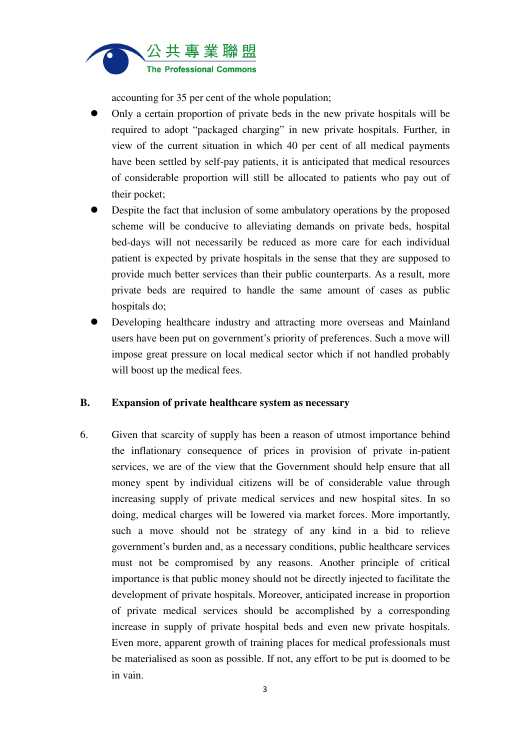accounting for 35 per cent of the whole population;

- Only a certain proportion of private beds in the new private hospitals will be required to adopt "packaged charging" in new private hospitals. Further, in view of the current situation in which 40 per cent of all medical payments have been settled by self-pay patients, it is anticipated that medical resources of considerable proportion will still be allocated to patients who pay out of their pocket;
- Despite the fact that inclusion of some ambulatory operations by the proposed scheme will be conducive to alleviating demands on private beds, hospital bed-days will not necessarily be reduced as more care for each individual patient is expected by private hospitals in the sense that they are supposed to provide much better services than their public counterparts. As a result, more private beds are required to handle the same amount of cases as public hospitals do;
- Developing healthcare industry and attracting more overseas and Mainland users have been put on government's priority of preferences. Such a move will impose great pressure on local medical sector which if not handled probably will boost up the medical fees.

**B. Expansion of private healthcare system as necessary**

6. Given that scarcity of supply has been a reason of utmost importance behind the inflationary consequence of prices in provision of private in-patient services, we are of the view that the Government should help ensure that all money spent by individual citizens will be of considerable value through increasing supply of private medical services and new hospital sites. In so doing, medical charges will be lowered via market forces. More importantly, such a move should not be strategy of any kind in a bid to relieve government's burden and, as a necessary conditions, public healthcare services must not be compromised by any reasons. Another principle of critical importance is that public money should not be directly injected to facilitate the development of private hospitals. Moreover, anticipated increase in proportion of private medical services should be accomplished by a corresponding increase in supply of private hospital beds and even new private hospitals. Even more, apparent growth of training places for medical professionals must be materialised as soon as possible. If not, any effort to be put is doomed to be in vain.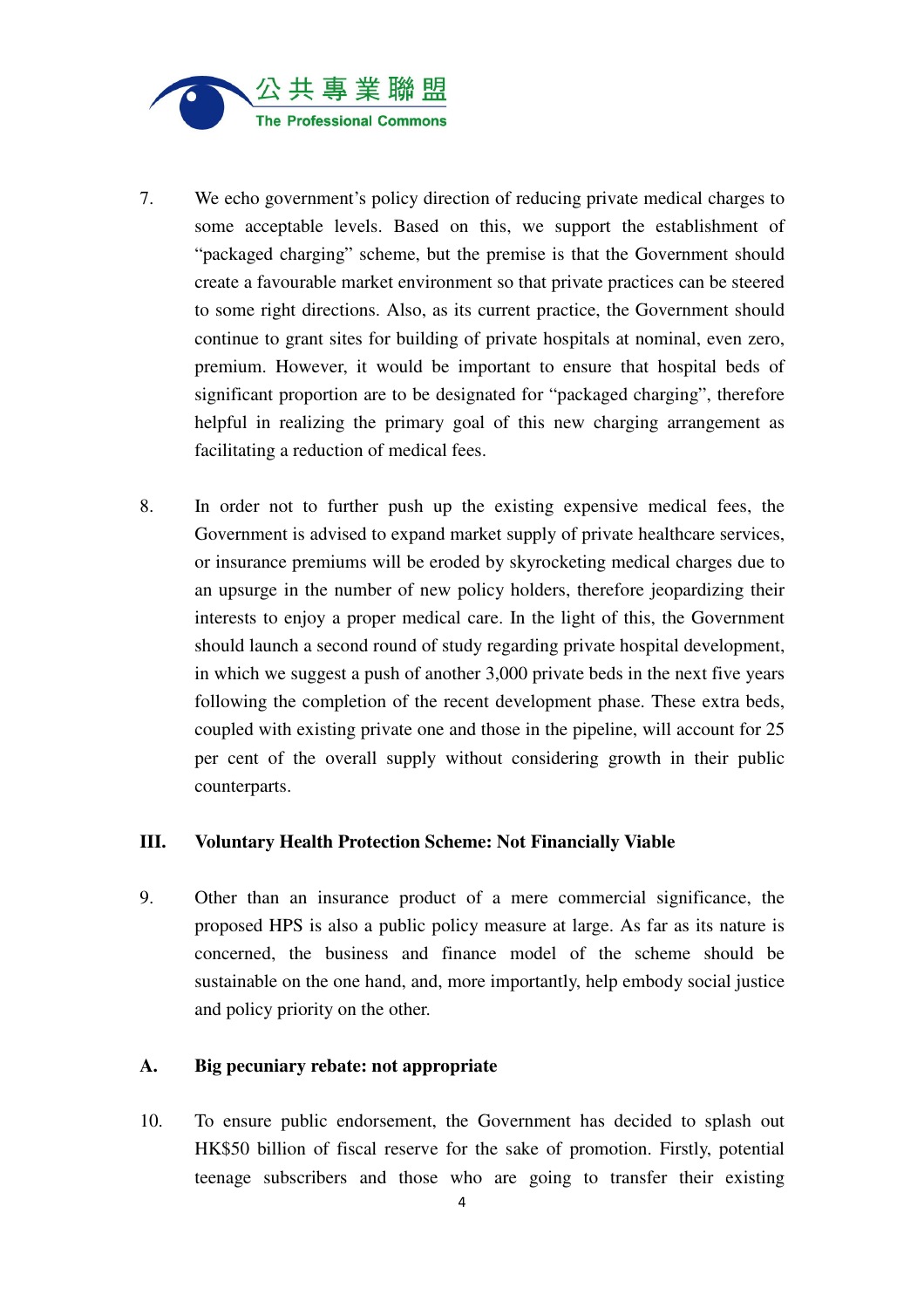7. We echo government's policy direction of reducing private medical charges to some acceptable levels. Based on this, we support the establishment of "packaged charging" scheme, but the premise is that the Government should create a favourable market environment so that private practices can be steered to some right directions. Also, as its current practice, the Government should continue to grant sites for building of private hospitals at nominal, even zero, premium. However, it would be important to ensure that hospital beds of significant proportion are to be designated for "packaged charging", therefore helpful in realizing the primary goal of this new charging arrangement as facilitating a reduction of medical fees.

8. In order not to further push up the existing expensive medical fees, the Government is advised to expand market supply of private healthcare services, or insurance premiums will be eroded by skyrocketing medical charges due to an upsurge in the number of new policy holders, therefore jeopardizing their interests to enjoy a proper medical care. In the light of this, the Government should launch a second round of study regarding private hospital development, in which we suggest a push of another 3,000 private beds in the next five years following the completion of the recent development phase. These extra beds, coupled with existing private one and those in the pipeline, will account for 25 per cent of the overall supply without considering growth in their public counterparts.

## III. Voluntary Health Protection Scheme: Not Financially Viable

9. Other than an insurance product of a mere commercial significance, the proposed HPS is also a public policy measure at large. As far as its nature is concerned, the business and finance model of the scheme should be sustainable on the one hand, and, more importantly, help embody social justice and policy priority on the other.

### A. Big pecuniary rebate: not appropriate

10. To ensure public endorsement, the Government has decided to splash out HK$50 billion of fiscal reserve for the sake of promotion. Firstly, potential teenage subscribers and those who are going to transfer their existing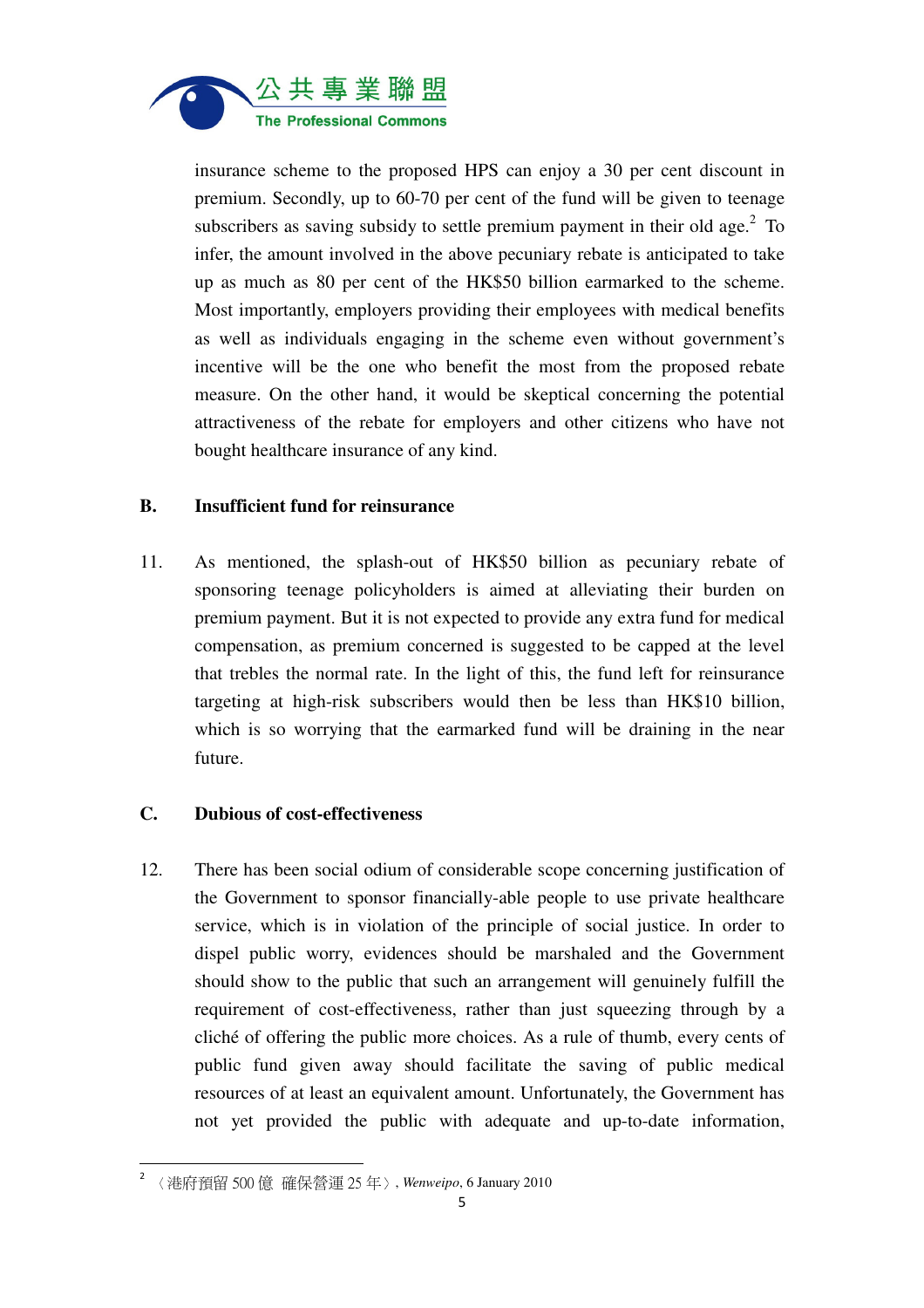insurance scheme to the proposed HPS can enjoy a 30 per cent discount in premium. Secondly, up to 60-70 per cent of the fund will be given to teenage subscribers as saving subsidy to settle premium payment in their old age.[2] To infer, the amount involved in the above pecuniary rebate is anticipated to take up as much as 80 per cent of the HK$50 billion earmarked to the scheme. Most importantly, employers providing their employees with medical benefits as well as individuals engaging in the scheme even without government's incentive will be the one who benefit the most from the proposed rebate measure. On the other hand, it would be skeptical concerning the potential attractiveness of the rebate for employers and other citizens who have not bought healthcare insurance of any kind.

**B. Insufficient fund for reinsurance**

11. As mentioned, the splash-out of HK$50 billion as pecuniary rebate of sponsoring teenage policyholders is aimed at alleviating their burden on premium payment. But it is not expected to provide any extra fund for medical compensation, as premium concerned is suggested to be capped at the level that trebles the normal rate. In the light of this, the fund left for reinsurance targeting at high-risk subscribers would then be less than HK$10 billion, which is so worrying that the earmarked fund will be draining in the near future.

**C. Dubious of cost-effectiveness**

12. There has been social odium of considerable scope concerning justification of the Government to sponsor financially-able people to use private healthcare service, which is in violation of the principle of social justice. In order to dispel public worry, evidences should be marshaled and the Government should show to the public that such an arrangement will genuinely fulfill the requirement of cost-effectiveness, rather than just squeezing through by a cliché of offering the public more choices. As a rule of thumb, every cents of public fund given away should facilitate the saving of public medical resources of at least an equivalent amount. Unfortunately, the Government has not yet provided the public with adequate and up-to-date information,

---

[2] 〈港府預留 500 億 確保營運 25 年〉, *Wenweipo*, 6 January 2010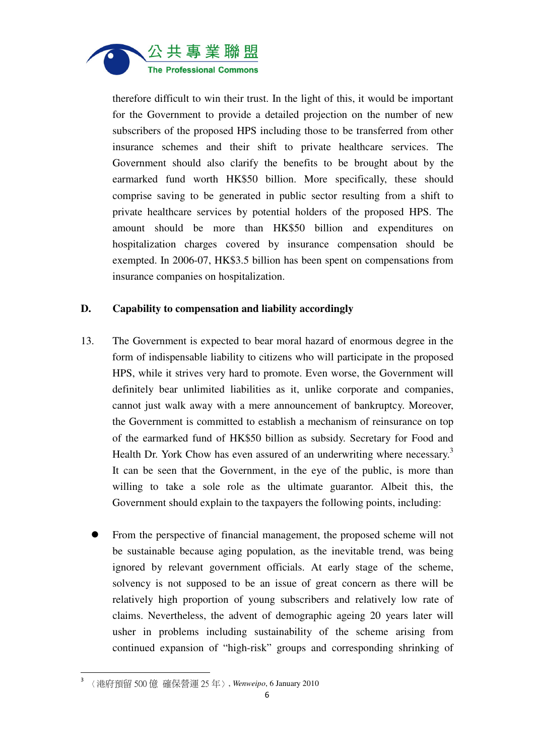therefore difficult to win their trust. In the light of this, it would be important for the Government to provide a detailed projection on the number of new subscribers of the proposed HPS including those to be transferred from other insurance schemes and their shift to private healthcare services. The Government should also clarify the benefits to be brought about by the earmarked fund worth HK$50 billion. More specifically, these should comprise saving to be generated in public sector resulting from a shift to private healthcare services by potential holders of the proposed HPS. The amount should be more than HK$50 billion and expenditures on hospitalization charges covered by insurance compensation should be exempted. In 2006-07, HK$3.5 billion has been spent on compensations from insurance companies on hospitalization.

## D. Capability to compensation and liability accordingly

13. The Government is expected to bear moral hazard of enormous degree in the form of indispensable liability to citizens who will participate in the proposed HPS, while it strives very hard to promote. Even worse, the Government will definitely bear unlimited liabilities as it, unlike corporate and companies, cannot just walk away with a mere announcement of bankruptcy. Moreover, the Government is committed to establish a mechanism of reinsurance on top of the earmarked fund of HK$50 billion as subsidy. Secretary for Food and Health Dr. York Chow has even assured of an underwriting where necessary.[3] It can be seen that the Government, in the eye of the public, is more than willing to take a sole role as the ultimate guarantor. Albeit this, the Government should explain to the taxpayers the following points, including:

- From the perspective of financial management, the proposed scheme will not be sustainable because aging population, as the inevitable trend, was being ignored by relevant government officials. At early stage of the scheme, solvency is not supposed to be an issue of great concern as there will be relatively high proportion of young subscribers and relatively low rate of claims. Nevertheless, the advent of demographic ageing 20 years later will usher in problems including sustainability of the scheme arising from continued expansion of "high-risk" groups and corresponding shrinking of

---

[3] 〈港府預留 500 億 確保營運 25 年〉, *Wenweipo*, 6 January 2010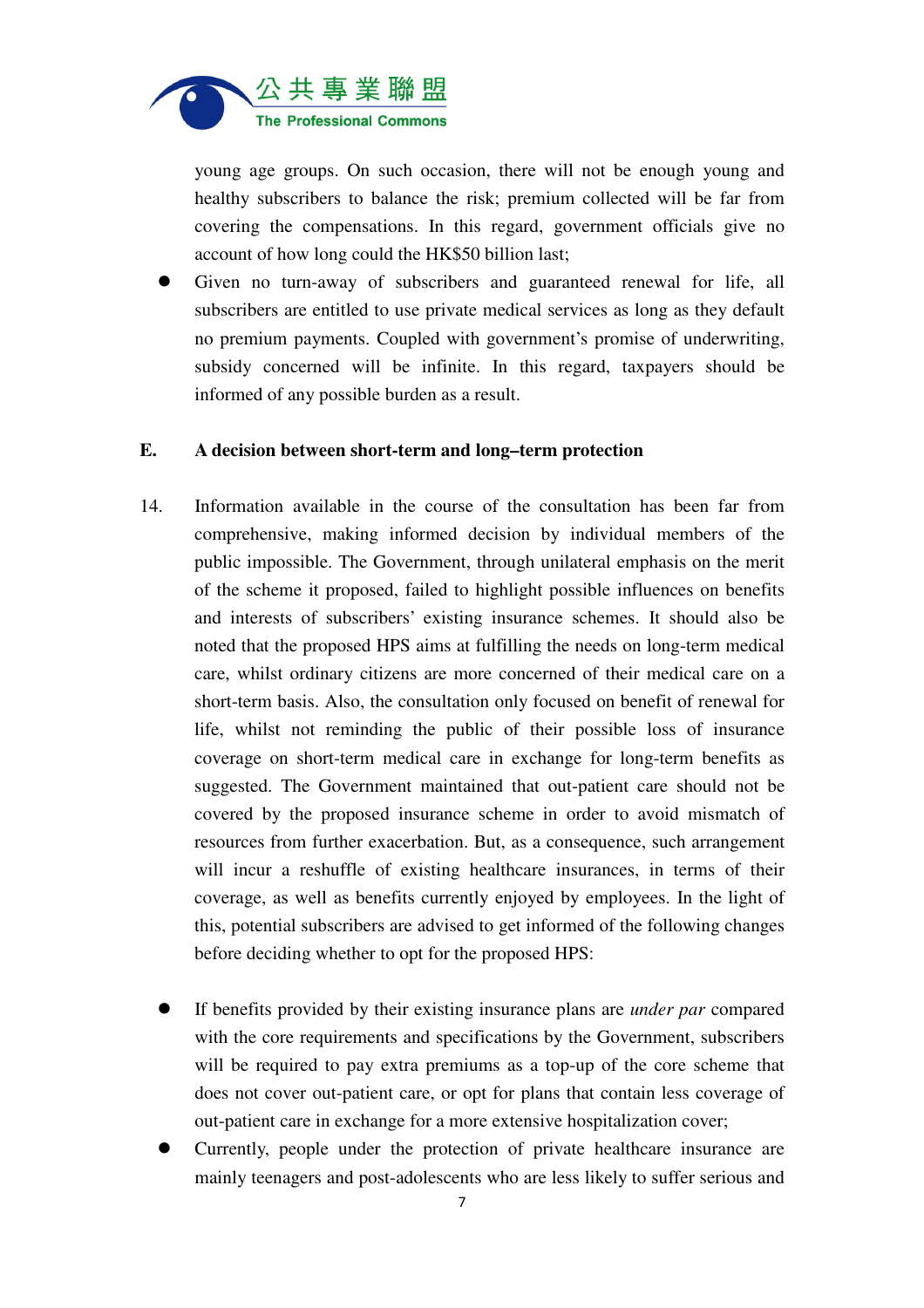young age groups. On such occasion, there will not be enough young and healthy subscribers to balance the risk; premium collected will be far from covering the compensations. In this regard, government officials give no account of how long could the HK$50 billion last;

- Given no turn-away of subscribers and guaranteed renewal for life, all subscribers are entitled to use private medical services as long as they default no premium payments. Coupled with government's promise of underwriting, subsidy concerned will be infinite. In this regard, taxpayers should be informed of any possible burden as a result.

**E. A decision between short-term and long–term protection**

14. Information available in the course of the consultation has been far from comprehensive, making informed decision by individual members of the public impossible. The Government, through unilateral emphasis on the merit of the scheme it proposed, failed to highlight possible influences on benefits and interests of subscribers' existing insurance schemes. It should also be noted that the proposed HPS aims at fulfilling the needs on long-term medical care, whilst ordinary citizens are more concerned of their medical care on a short-term basis. Also, the consultation only focused on benefit of renewal for life, whilst not reminding the public of their possible loss of insurance coverage on short-term medical care in exchange for long-term benefits as suggested. The Government maintained that out-patient care should not be covered by the proposed insurance scheme in order to avoid mismatch of resources from further exacerbation. But, as a consequence, such arrangement will incur a reshuffle of existing healthcare insurances, in terms of their coverage, as well as benefits currently enjoyed by employees. In the light of this, potential subscribers are advised to get informed of the following changes before deciding whether to opt for the proposed HPS:

- If benefits provided by their existing insurance plans are *under par* compared with the core requirements and specifications by the Government, subscribers will be required to pay extra premiums as a top-up of the core scheme that does not cover out-patient care, or opt for plans that contain less coverage of out-patient care in exchange for a more extensive hospitalization cover;
- Currently, people under the protection of private healthcare insurance are mainly teenagers and post-adolescents who are less likely to suffer serious and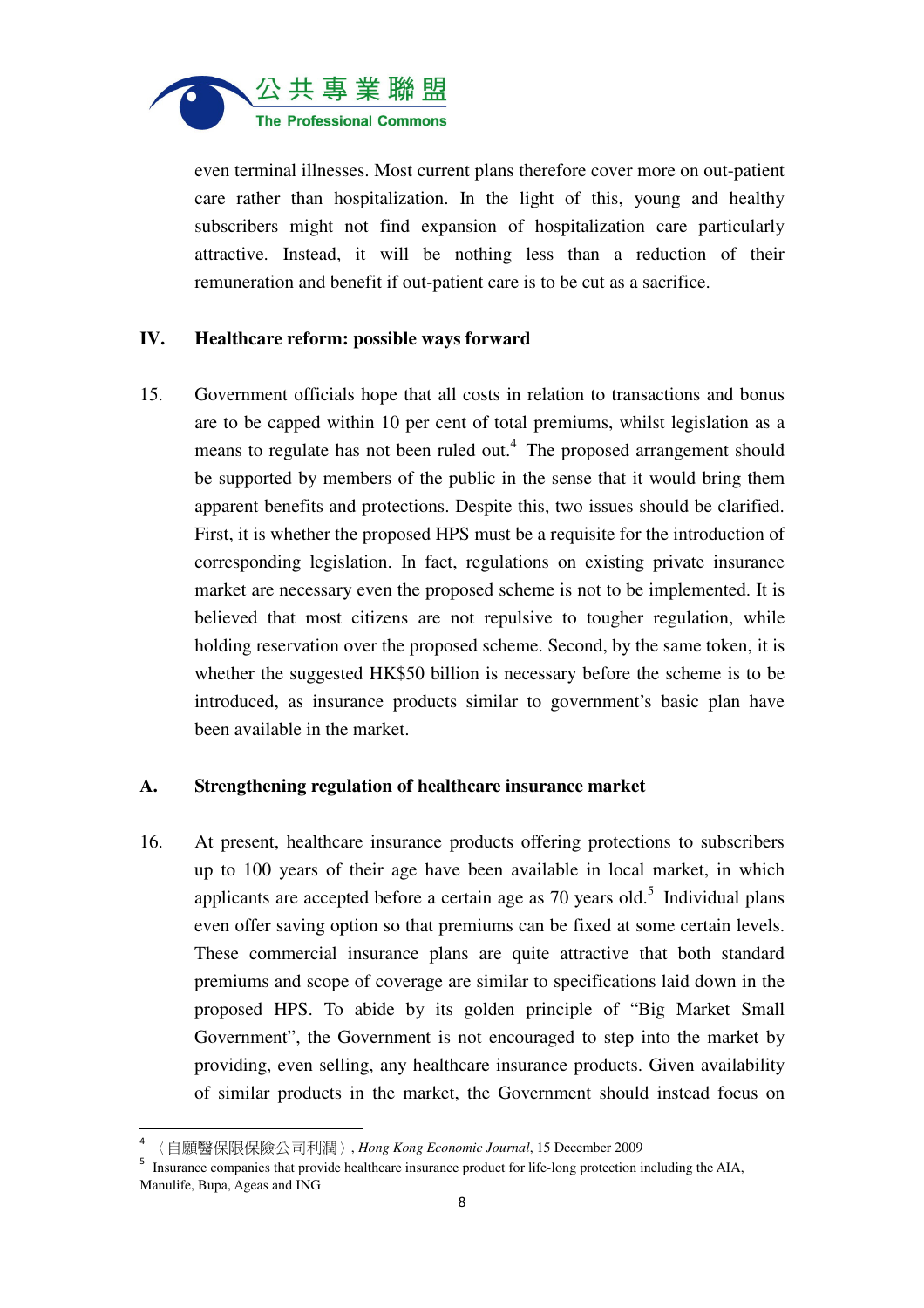even terminal illnesses. Most current plans therefore cover more on out-patient care rather than hospitalization. In the light of this, young and healthy subscribers might not find expansion of hospitalization care particularly attractive. Instead, it will be nothing less than a reduction of their remuneration and benefit if out-patient care is to be cut as a sacrifice.

## IV. Healthcare reform: possible ways forward

15. Government officials hope that all costs in relation to transactions and bonus are to be capped within 10 per cent of total premiums, whilst legislation as a means to regulate has not been ruled out.[4] The proposed arrangement should be supported by members of the public in the sense that it would bring them apparent benefits and protections. Despite this, two issues should be clarified. First, it is whether the proposed HPS must be a requisite for the introduction of corresponding legislation. In fact, regulations on existing private insurance market are necessary even the proposed scheme is not to be implemented. It is believed that most citizens are not repulsive to tougher regulation, while holding reservation over the proposed scheme. Second, by the same token, it is whether the suggested HK$50 billion is necessary before the scheme is to be introduced, as insurance products similar to government's basic plan have been available in the market.

### A. Strengthening regulation of healthcare insurance market

16. At present, healthcare insurance products offering protections to subscribers up to 100 years of their age have been available in local market, in which applicants are accepted before a certain age as 70 years old.[5] Individual plans even offer saving option so that premiums can be fixed at some certain levels. These commercial insurance plans are quite attractive that both standard premiums and scope of coverage are similar to specifications laid down in the proposed HPS. To abide by its golden principle of "Big Market Small Government", the Government is not encouraged to step into the market by providing, even selling, any healthcare insurance products. Given availability of similar products in the market, the Government should instead focus on

---

[4] 〈自願醫保限保險公司利潤〉, *Hong Kong Economic Journal*, 15 December 2009

[5] Insurance companies that provide healthcare insurance product for life-long protection including the AIA, Manulife, Bupa, Ageas and ING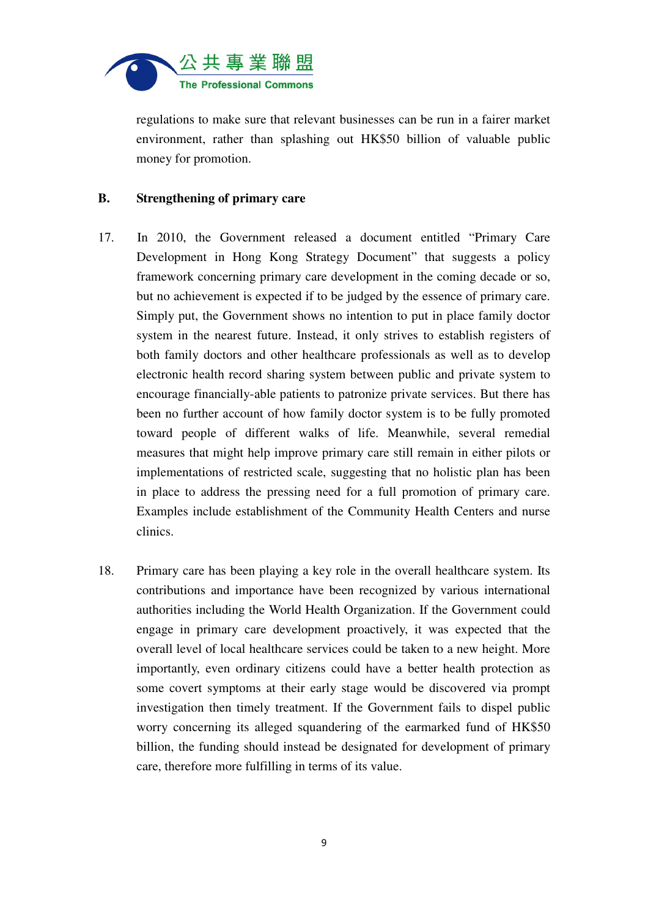regulations to make sure that relevant businesses can be run in a fairer market environment, rather than splashing out HK$50 billion of valuable public money for promotion.

**B. Strengthening of primary care**

17. In 2010, the Government released a document entitled "Primary Care Development in Hong Kong Strategy Document" that suggests a policy framework concerning primary care development in the coming decade or so, but no achievement is expected if to be judged by the essence of primary care. Simply put, the Government shows no intention to put in place family doctor system in the nearest future. Instead, it only strives to establish registers of both family doctors and other healthcare professionals as well as to develop electronic health record sharing system between public and private system to encourage financially-able patients to patronize private services. But there has been no further account of how family doctor system is to be fully promoted toward people of different walks of life. Meanwhile, several remedial measures that might help improve primary care still remain in either pilots or implementations of restricted scale, suggesting that no holistic plan has been in place to address the pressing need for a full promotion of primary care. Examples include establishment of the Community Health Centers and nurse clinics.

18. Primary care has been playing a key role in the overall healthcare system. Its contributions and importance have been recognized by various international authorities including the World Health Organization. If the Government could engage in primary care development proactively, it was expected that the overall level of local healthcare services could be taken to a new height. More importantly, even ordinary citizens could have a better health protection as some covert symptoms at their early stage would be discovered via prompt investigation then timely treatment. If the Government fails to dispel public worry concerning its alleged squandering of the earmarked fund of HK$50 billion, the funding should instead be designated for development of primary care, therefore more fulfilling in terms of its value.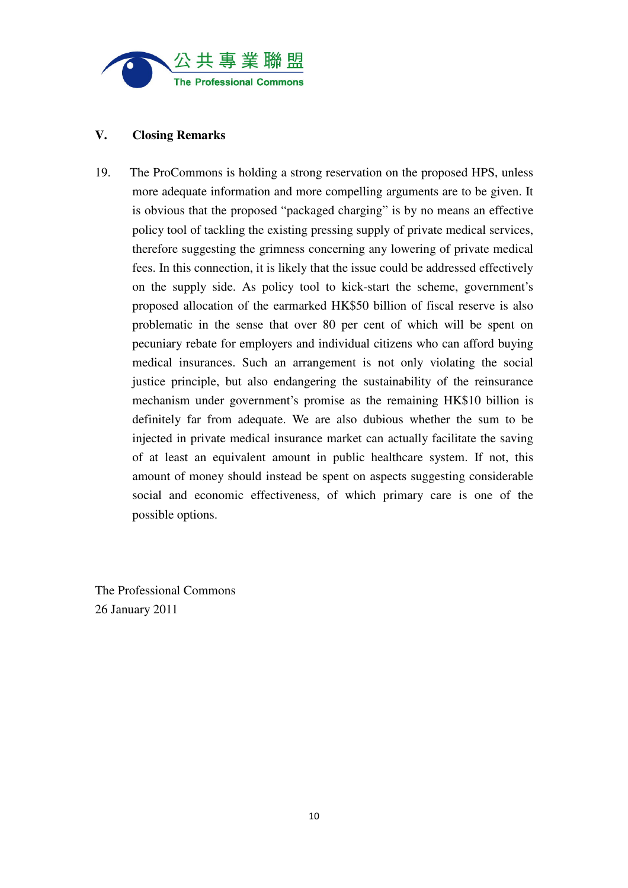## V. Closing Remarks

19. The ProCommons is holding a strong reservation on the proposed HPS, unless more adequate information and more compelling arguments are to be given. It is obvious that the proposed "packaged charging" is by no means an effective policy tool of tackling the existing pressing supply of private medical services, therefore suggesting the grimness concerning any lowering of private medical fees. In this connection, it is likely that the issue could be addressed effectively on the supply side. As policy tool to kick-start the scheme, government's proposed allocation of the earmarked HK$50 billion of fiscal reserve is also problematic in the sense that over 80 per cent of which will be spent on pecuniary rebate for employers and individual citizens who can afford buying medical insurances. Such an arrangement is not only violating the social justice principle, but also endangering the sustainability of the reinsurance mechanism under government's promise as the remaining HK$10 billion is definitely far from adequate. We are also dubious whether the sum to be injected in private medical insurance market can actually facilitate the saving of at least an equivalent amount in public healthcare system. If not, this amount of money should instead be spent on aspects suggesting considerable social and economic effectiveness, of which primary care is one of the possible options.

The Professional Commons
26 January 2011